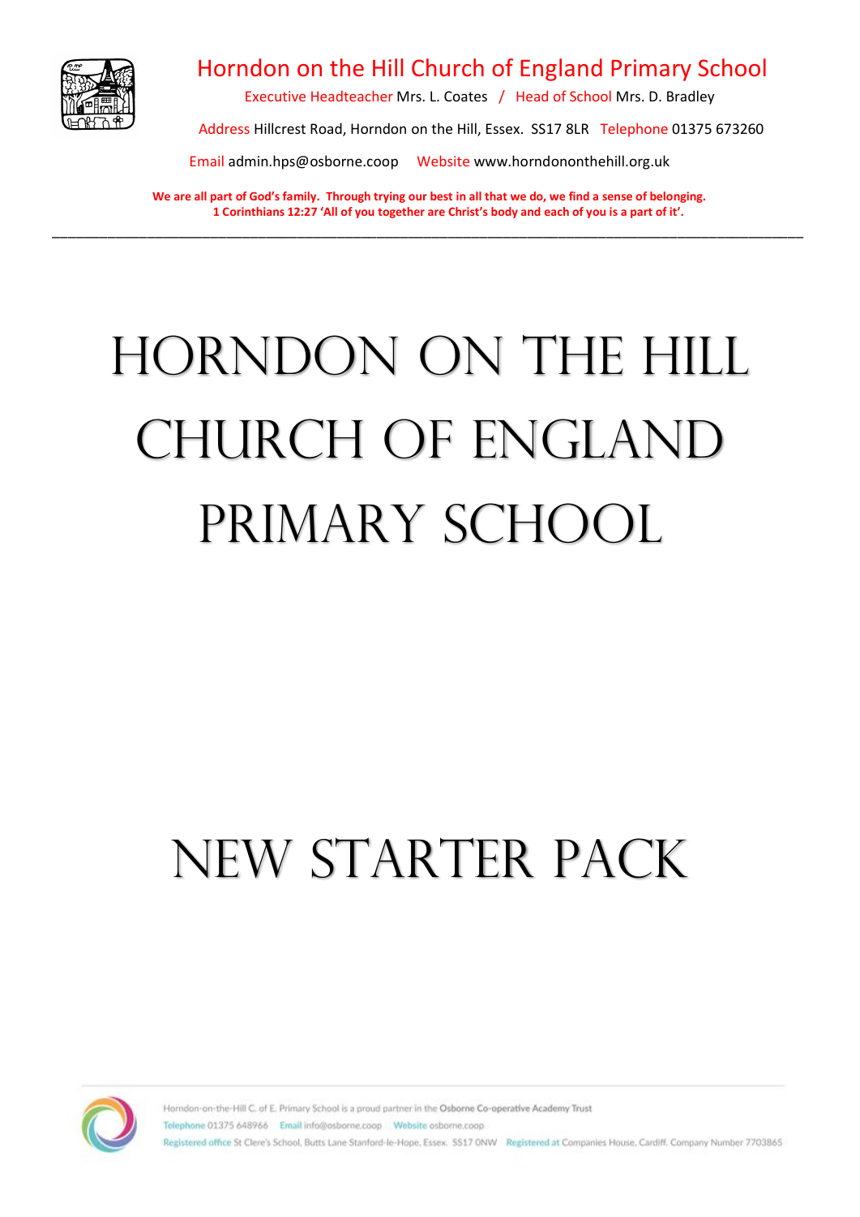Horndon on the Hill Church of England Primary School

Executive Headteacher Mrs. L. Coates / Head of School Mrs. D. Bradley

Address Hillcrest Road, Horndon on the Hill, Essex. SS17 8LR Telephone 01375 673260

Email admin.hps@osborne.coop Website www.horndononthehill.org.uk

**We are all part of God's family. Through trying our best in all that we do, we find a sense of belonging.**
**1 Corinthians 12:27 'All of you together are Christ's body and each of you is a part of it'.**

---

# HORNDON ON THE HILL CHURCH OF ENGLAND PRIMARY SCHOOL

# NEW STARTER PACK

Horndon-on-the-Hill C. of E. Primary School is a proud partner in the Osborne Co-operative Academy Trust

Telephone 01375 648966 Email info@osborne.coop Website osborne.coop

Registered office St Clere's School, Butts Lane Stanford-le-Hope, Essex. SS17 0NW Registered at Companies House, Cardiff. Company Number 7703865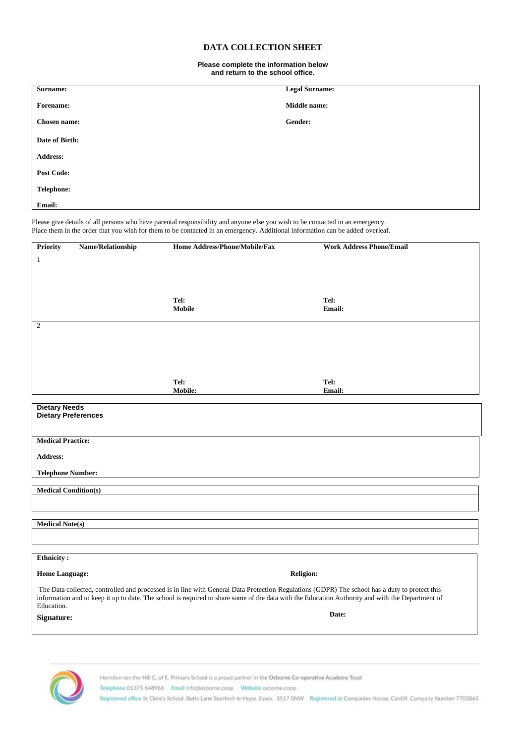# DATA COLLECTION SHEET

**Please complete the information below and return to the school office.**

| | |
|---|---|
| **Surname:** | **Legal Surname:** |
| **Forename:** | **Middle name:** |
| **Chosen name:** | **Gender:** |
| **Date of Birth:** | |
| **Address:** | |
| **Post Code:** | |
| **Telephone:** | |
| **Email:** | |

Please give details of all persons who have parental responsibility and anyone else you wish to be contacted in an emergency.
Place them in the order that you wish for them to be contacted in an emergency. Additional information can be added overleaf.

| Priority | Name/Relationship | Home Address/Phone/Mobile/Fax | Work Address Phone/Email |
|---|---|---|---|
| 1 | | **Tel:**<br>**Mobile** | **Tel:**<br>**Email:** |
| 2 | | **Tel:**<br>**Mobile:** | **Tel:**<br>**Email:** |

| |
|---|
| **Dietary Needs**<br>**Dietary Preferences** |
| **Medical Practice:** |
| **Address:** |
| **Telephone Number:** |

| **Medical Condition(s)** |
|---|
| |

| **Medical Note(s)** |
|---|
| |

| | |
|---|---|
| **Ethnicity :** | |
| **Home Language:** | **Religion:** |

The Data collected, controlled and processed is in line with General Data Protection Regulations (GDPR) The school has a duty to protect this information and to keep it up to date. The school is required to share some of the data with the Education Authority and with the Department of Education.

**Signature:** **Date:**

Horndon-on-the-Hill C. of E. Primary School is a proud partner in the Osborne Co-operative Academy Trust
Telephone 01375 648966 Email info@osborne.coop Website osborne.coop
Registered office St Clere's School, Butts Lane Stanford-le-Hope, Essex. SS17 0NW Registered at Companies House, Cardiff. Company Number 7703865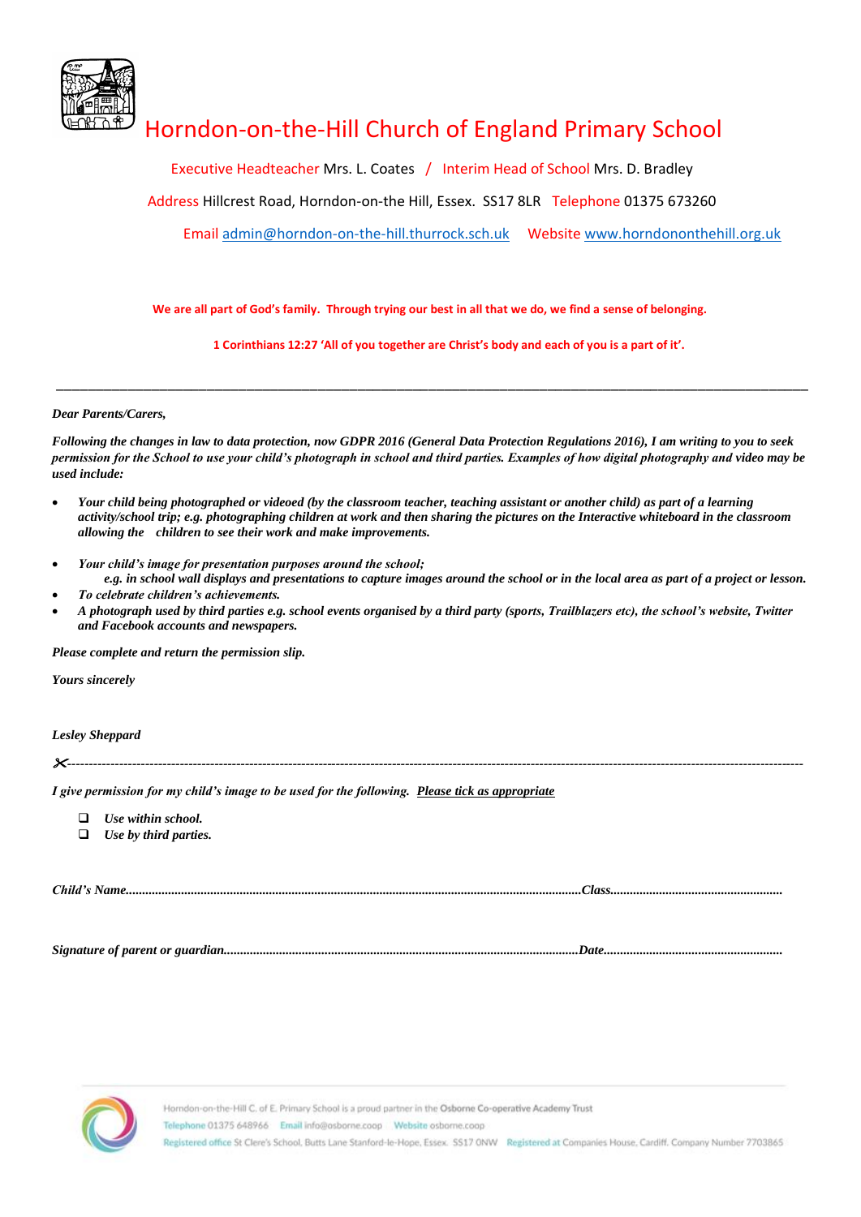# Horndon-on-the-Hill Church of England Primary School

Executive Headteacher Mrs. L. Coates / Interim Head of School Mrs. D. Bradley

Address Hillcrest Road, Horndon-on-the Hill, Essex. SS17 8LR Telephone 01375 673260

Email admin@horndon-on-the-hill.thurrock.sch.uk Website www.horndononthehill.org.uk

**We are all part of God's family. Through trying our best in all that we do, we find a sense of belonging.**

**1 Corinthians 12:27 'All of you together are Christ's body and each of you is a part of it'.**

---

***Dear Parents/Carers,***

***Following the changes in law to data protection, now GDPR 2016 (General Data Protection Regulations 2016), I am writing to you to seek permission for the School to use your child's photograph in school and third parties. Examples of how digital photography and video may be used include:***

- ***Your child being photographed or videoed (by the classroom teacher, teaching assistant or another child) as part of a learning activity/school trip; e.g. photographing children at work and then sharing the pictures on the Interactive whiteboard in the classroom allowing the children to see their work and make improvements.***
- ***Your child's image for presentation purposes around the school;***
  ***e.g. in school wall displays and presentations to capture images around the school or in the local area as part of a project or lesson.***
- ***To celebrate children's achievements.***
- ***A photograph used by third parties e.g. school events organised by a third party (sports, Trailblazers etc), the school's website, Twitter and Facebook accounts and newspapers.***

***Please complete and return the permission slip.***

***Yours sincerely***

***Lesley Sheppard***

✂-------------------------------------------------------------------------------------------------------------------

***I give permission for my child's image to be used for the following. Please tick as appropriate***

- ☐ ***Use within school.***
- ☐ ***Use by third parties.***

***Child's Name***.......................................................................................***Class***.............................................

***Signature of parent or guardian***.......................................................................***Date***.............................................

Horndon-on-the-Hill C. of E. Primary School is a proud partner in the Osborne Co-operative Academy Trust
Telephone 01375 648966 Email info@osborne.coop Website osborne.coop
Registered office St Clere's School, Butts Lane Stanford-le-Hope, Essex. SS17 0NW Registered at Companies House, Cardiff. Company Number 7703865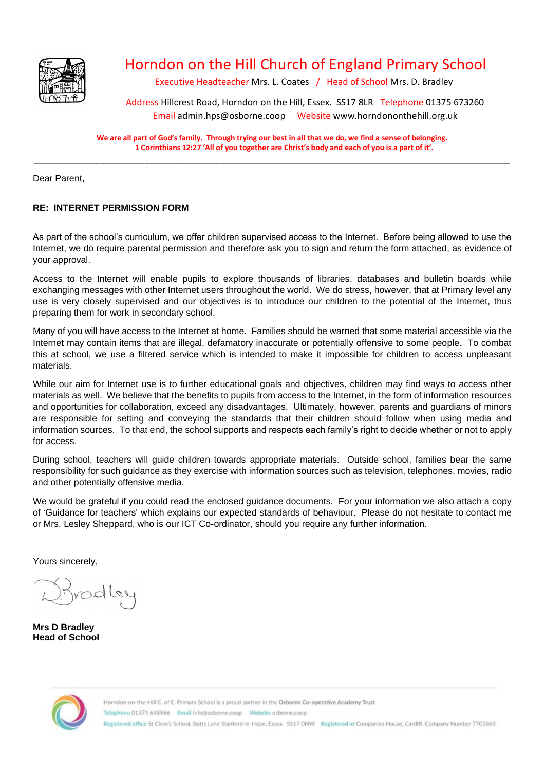# Horndon on the Hill Church of England Primary School

Executive Headteacher Mrs. L. Coates / Head of School Mrs. D. Bradley

Address Hillcrest Road, Horndon on the Hill, Essex. SS17 8LR Telephone 01375 673260
Email admin.hps@osborne.coop Website www.horndononthehill.org.uk

**We are all part of God's family. Through trying our best in all that we do, we find a sense of belonging.**
**1 Corinthians 12:27 'All of you together are Christ's body and each of you is a part of it'.**

---

Dear Parent,

**RE: INTERNET PERMISSION FORM**

As part of the school's curriculum, we offer children supervised access to the Internet. Before being allowed to use the Internet, we do require parental permission and therefore ask you to sign and return the form attached, as evidence of your approval.

Access to the Internet will enable pupils to explore thousands of libraries, databases and bulletin boards while exchanging messages with other Internet users throughout the world. We do stress, however, that at Primary level any use is very closely supervised and our objectives is to introduce our children to the potential of the Internet, thus preparing them for work in secondary school.

Many of you will have access to the Internet at home. Families should be warned that some material accessible via the Internet may contain items that are illegal, defamatory inaccurate or potentially offensive to some people. To combat this at school, we use a filtered service which is intended to make it impossible for children to access unpleasant materials.

While our aim for Internet use is to further educational goals and objectives, children may find ways to access other materials as well. We believe that the benefits to pupils from access to the Internet, in the form of information resources and opportunities for collaboration, exceed any disadvantages. Ultimately, however, parents and guardians of minors are responsible for setting and conveying the standards that their children should follow when using media and information sources. To that end, the school supports and respects each family's right to decide whether or not to apply for access.

During school, teachers will guide children towards appropriate materials. Outside school, families bear the same responsibility for such guidance as they exercise with information sources such as television, telephones, movies, radio and other potentially offensive media.

We would be grateful if you could read the enclosed guidance documents. For your information we also attach a copy of 'Guidance for teachers' which explains our expected standards of behaviour. Please do not hesitate to contact me or Mrs. Lesley Sheppard, who is our ICT Co-ordinator, should you require any further information.

Yours sincerely,

D Bradley

**Mrs D Bradley**
**Head of School**

Horndon-on-the-Hill C. of E. Primary School is a proud partner in the Osborne Co-operative Academy Trust
Telephone 01375 648966 Email info@osborne.coop Website osborne.coop
Registered office St Clere's School, Butts Lane Stanford-le-Hope, Essex. SS17 0NW Registered at Companies House, Cardiff. Company Number 7703865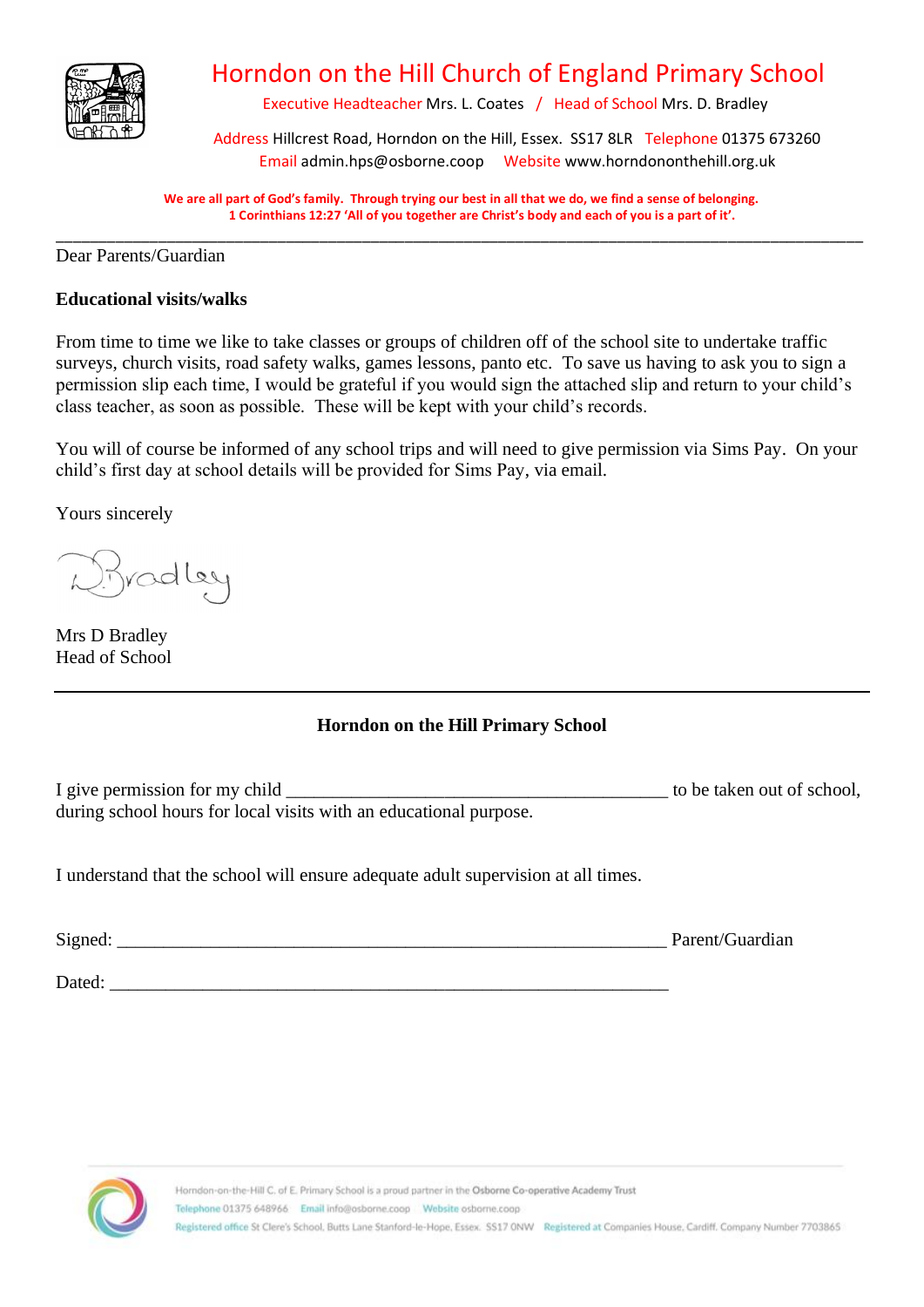# Horndon on the Hill Church of England Primary School

Executive Headteacher Mrs. L. Coates / Head of School Mrs. D. Bradley

Address Hillcrest Road, Horndon on the Hill, Essex. SS17 8LR Telephone 01375 673260

Email admin.hps@osborne.coop Website www.horndononthehill.org.uk

**We are all part of God's family. Through trying our best in all that we do, we find a sense of belonging.**
**1 Corinthians 12:27 'All of you together are Christ's body and each of you is a part of it'.**

---

Dear Parents/Guardian

**Educational visits/walks**

From time to time we like to take classes or groups of children off of the school site to undertake traffic surveys, church visits, road safety walks, games lessons, panto etc. To save us having to ask you to sign a permission slip each time, I would be grateful if you would sign the attached slip and return to your child's class teacher, as soon as possible. These will be kept with your child's records.

You will of course be informed of any school trips and will need to give permission via Sims Pay. On your child's first day at school details will be provided for Sims Pay, via email.

Yours sincerely

D Bradley

Mrs D Bradley
Head of School

---

**Horndon on the Hill Primary School**

I give permission for my child __________________________________________ to be taken out of school, during school hours for local visits with an educational purpose.

I understand that the school will ensure adequate adult supervision at all times.

Signed: ______________________________________________________________ Parent/Guardian

Dated: ______________________________________________________________

Horndon-on-the-Hill C. of E. Primary School is a proud partner in the Osborne Co-operative Academy Trust
Telephone 01375 648966 Email info@osborne.coop Website osborne.coop
Registered office St Clere's School, Butts Lane Stanford-le-Hope, Essex. SS17 0NW Registered at Companies House, Cardiff. Company Number 7703865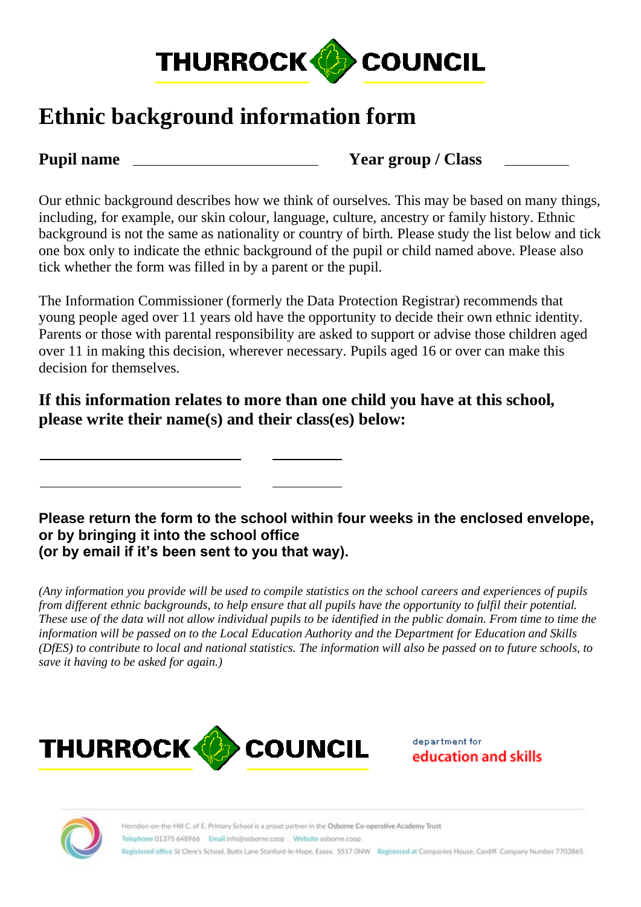THURROCK COUNCIL

# Ethnic background information form

**Pupil name** \_\_\_\_\_\_\_\_\_\_\_\_\_\_\_\_\_\_\_\_\_\_\_\_ **Year group / Class** \_\_\_\_\_\_\_\_

Our ethnic background describes how we think of ourselves. This may be based on many things, including, for example, our skin colour, language, culture, ancestry or family history. Ethnic background is not the same as nationality or country of birth. Please study the list below and tick one box only to indicate the ethnic background of the pupil or child named above. Please also tick whether the form was filled in by a parent or the pupil.

The Information Commissioner (formerly the Data Protection Registrar) recommends that young people aged over 11 years old have the opportunity to decide their own ethnic identity. Parents or those with parental responsibility are asked to support or advise those children aged over 11 in making this decision, wherever necessary. Pupils aged 16 or over can make this decision for themselves.

**If this information relates to more than one child you have at this school, please write their name(s) and their class(es) below:**

\_\_\_\_\_\_\_\_\_\_\_\_\_\_\_\_\_\_\_\_\_\_\_\_\_\_ \_\_\_\_\_\_\_\_\_

\_\_\_\_\_\_\_\_\_\_\_\_\_\_\_\_\_\_\_\_\_\_\_\_\_\_ \_\_\_\_\_\_\_\_\_

**Please return the form to the school within four weeks in the enclosed envelope, or by bringing it into the school office (or by email if it's been sent to you that way).**

*(Any information you provide will be used to compile statistics on the school careers and experiences of pupils from different ethnic backgrounds, to help ensure that all pupils have the opportunity to fulfil their potential. These use of the data will not allow individual pupils to be identified in the public domain. From time to time the information will be passed on to the Local Education Authority and the Department for Education and Skills (DfES) to contribute to local and national statistics. The information will also be passed on to future schools, to save it having to be asked for again.)*

THURROCK COUNCIL

department for education and skills

Horndon-on-the-Hill C. of E. Primary School is a proud partner in the Osborne Co-operative Academy Trust
Telephone 01375 648966 Email info@osborne.coop Website osborne.coop
Registered office St Clere's School, Butts Lane Stanford-le-Hope, Essex. SS17 0NW Registered at Companies House, Cardiff. Company Number 7703865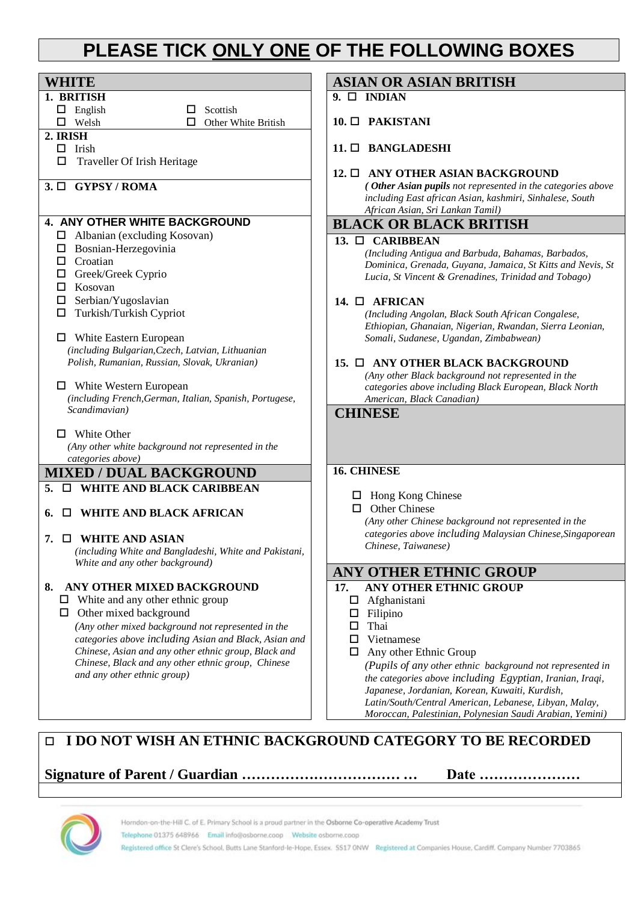# PLEASE TICK ONLY ONE OF THE FOLLOWING BOXES

## WHITE

**1. BRITISH**

- ☐ English
- ☐ Scottish
- ☐ Welsh
- ☐ Other White British

**2. IRISH**

- ☐ Irish
- ☐ Traveller Of Irish Heritage

**3. ☐ GYPSY / ROMA**

**4. ANY OTHER WHITE BACKGROUND**

- ☐ Albanian (excluding Kosovan)
- ☐ Bosnian-Herzegovinia
- ☐ Croatian
- ☐ Greek/Greek Cyprio
- ☐ Kosovan
- ☐ Serbian/Yugoslavian
- ☐ Turkish/Turkish Cypriot
- ☐ White Eastern European
  *(including Bulgarian,Czech, Latvian, Lithuanian Polish, Rumanian, Russian, Slovak, Ukranian)*
- ☐ White Western European
  *(including French,German, Italian, Spanish, Portugese, Scandimavian)*
- ☐ White Other
  *(Any other white background not represented in the categories above)*

## MIXED / DUAL BACKGROUND

**5. ☐ WHITE AND BLACK CARIBBEAN**

**6. ☐ WHITE AND BLACK AFRICAN**

**7. ☐ WHITE AND ASIAN**
*(including White and Bangladeshi, White and Pakistani, White and any other background)*

**8. ANY OTHER MIXED BACKGROUND**

- ☐ White and any other ethnic group
- ☐ Other mixed background
  *(Any other mixed background not represented in the categories above including Asian and Black, Asian and Chinese, Asian and any other ethnic group, Black and Chinese, Black and any other ethnic group, Chinese and any other ethnic group)*

## ASIAN OR ASIAN BRITISH

**9. ☐ INDIAN**

**10. ☐ PAKISTANI**

**11. ☐ BANGLADESHI**

**12. ☐ ANY OTHER ASIAN BACKGROUND**
*(**Other Asian pupils** not represented in the categories above including East african Asian, kashmiri, Sinhalese, South African Asian, Sri Lankan Tamil)*

## BLACK OR BLACK BRITISH

**13. ☐ CARIBBEAN**
*(Including Antigua and Barbuda, Bahamas, Barbados, Dominica, Grenada, Guyana, Jamaica, St Kitts and Nevis, St Lucia, St Vincent & Grenadines, Trinidad and Tobago)*

**14. ☐ AFRICAN**
*(Including Angolan, Black South African Congalese, Ethiopian, Ghanaian, Nigerian, Rwandan, Sierra Leonian, Somali, Sudanese, Ugandan, Zimbabwean)*

**15. ☐ ANY OTHER BLACK BACKGROUND**
*(Any other Black background not represented in the categories above including Black European, Black North American, Black Canadian)*

## CHINESE

**16. CHINESE**

- ☐ Hong Kong Chinese
- ☐ Other Chinese
  *(Any other Chinese background not represented in the categories above including Malaysian Chinese,Singaporean Chinese, Taiwanese)*

## ANY OTHER ETHNIC GROUP

**17. ANY OTHER ETHNIC GROUP**

- ☐ Afghanistani
- ☐ Filipino
- ☐ Thai
- ☐ Vietnamese
- ☐ Any other Ethnic Group
  *(Pupils of any other ethnic background not represented in the categories above including Egyptian, Iranian, Iraqi, Japanese, Jordanian, Korean, Kuwaiti, Kurdish, Latin/South/Central American, Lebanese, Libyan, Malay, Moroccan, Palestinian, Polynesian Saudi Arabian, Yemini)*

---

**☐ I DO NOT WISH AN ETHNIC BACKGROUND CATEGORY TO BE RECORDED**

**Signature of Parent / Guardian …………………………… …  Date …………………**

Horndon-on-the-Hill C. of E. Primary School is a proud partner in the Osborne Co-operative Academy Trust
Telephone 01375 648966 Email info@osborne.coop Website osborne.coop
Registered office St Clere's School, Butts Lane Stanford-le-Hope, Essex. SS17 0NW Registered at Companies House, Cardiff. Company Number 7703865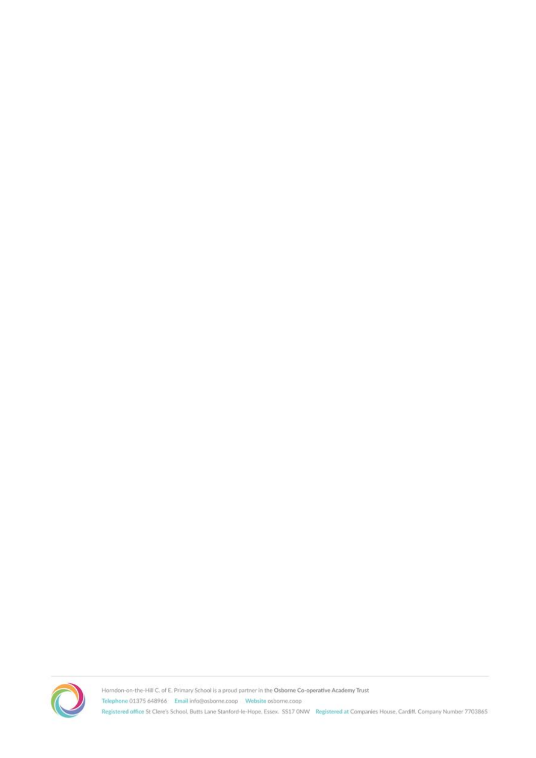Horndon-on-the-Hill C. of E. Primary School is a proud partner in the **Osborne Co-operative Academy Trust**

Telephone 01375 648966 Email info@osborne.coop Website osborne.coop

Registered office St Clere's School, Butts Lane Stanford-le-Hope, Essex. SS17 0NW Registered at Companies House, Cardiff. Company Number 7703865